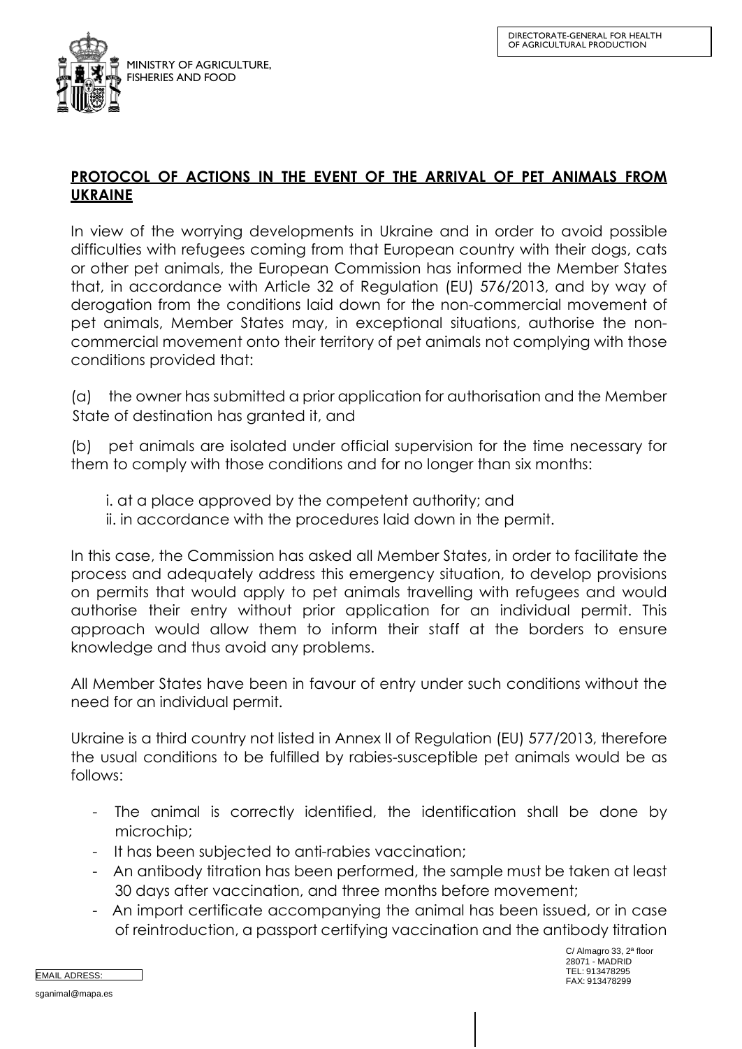MINISTRY OF AGRICULTURE, FISHERIES AND FOOD

DIRECTORATE-GENERAL FOR HEALTH OF AGRICULTURAL PRODUCTION

## PROTOCOL OF ACTIONS IN THE EVENT OF THE ARRIVAL OF PET ANIMALS FROM UKRAINE

In view of the worrying developments in Ukraine and in order to avoid possible difficulties with refugees coming from that European country with their dogs, cats or other pet animals, the European Commission has informed the Member States that, in accordance with Article 32 of Regulation (EU) 576/2013, and by way of derogation from the conditions laid down for the non-commercial movement of pet animals, Member States may, in exceptional situations, authorise the non-commercial movement onto their territory of pet animals not complying with those conditions provided that:

(a) the owner has submitted a prior application for authorisation and the Member State of destination has granted it, and

(b) pet animals are isolated under official supervision for the time necessary for them to comply with those conditions and for no longer than six months:

i. at a place approved by the competent authority; and
ii. in accordance with the procedures laid down in the permit.

In this case, the Commission has asked all Member States, in order to facilitate the process and adequately address this emergency situation, to develop provisions on permits that would apply to pet animals travelling with refugees and would authorise their entry without prior application for an individual permit. This approach would allow them to inform their staff at the borders to ensure knowledge and thus avoid any problems.

All Member States have been in favour of entry under such conditions without the need for an individual permit.

Ukraine is a third country not listed in Annex II of Regulation (EU) 577/2013, therefore the usual conditions to be fulfilled by rabies-susceptible pet animals would be as follows:

- The animal is correctly identified, the identification shall be done by microchip;
- It has been subjected to anti-rabies vaccination;
- An antibody titration has been performed, the sample must be taken at least 30 days after vaccination, and three months before movement;
- An import certificate accompanying the animal has been issued, or in case of reintroduction, a passport certifying vaccination and the antibody titration

C/ Almagro 33, 2ª floor
28071 - MADRID
TEL: 913478295
FAX: 913478299

EMAIL ADRESS:
sganimal@mapa.es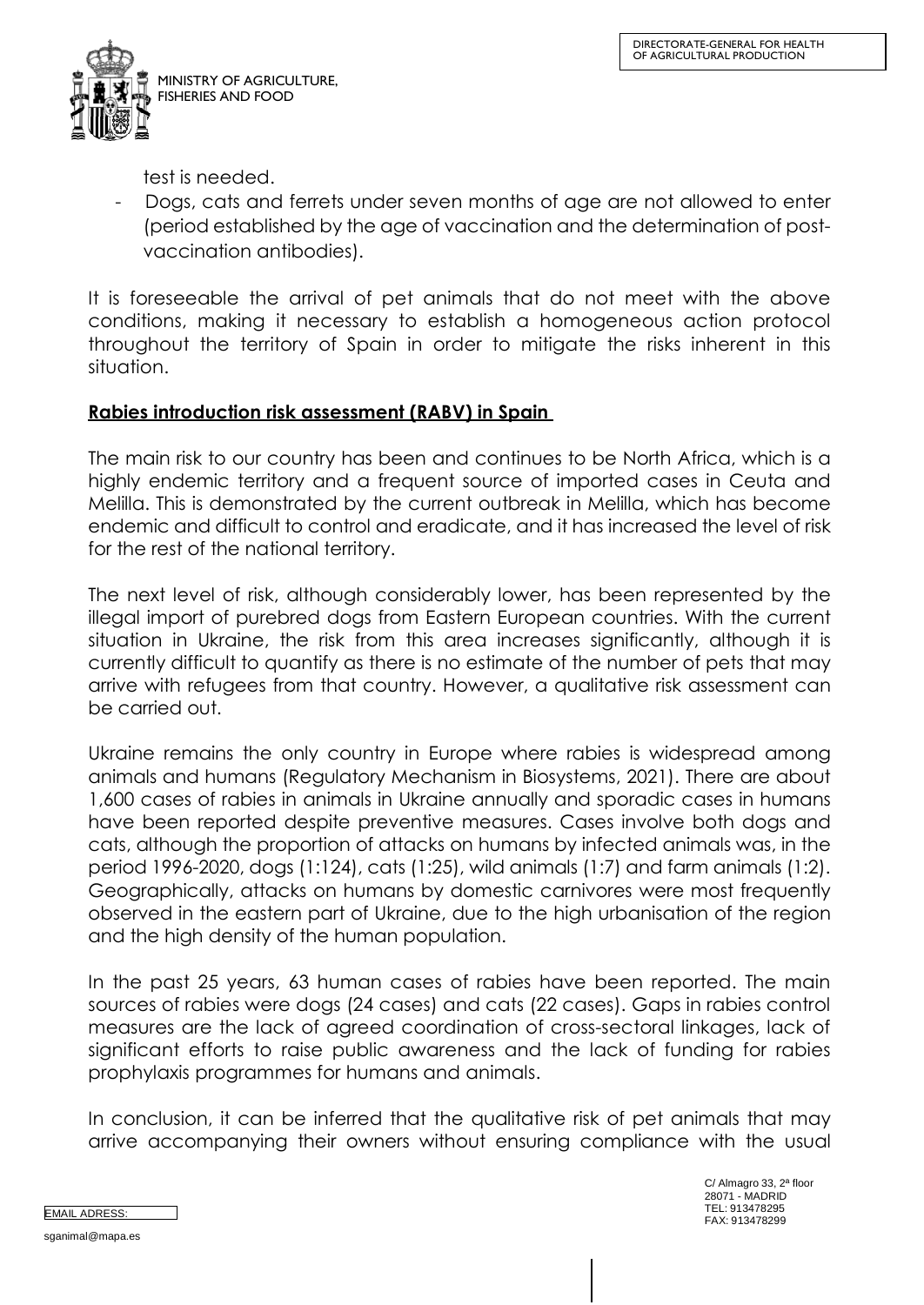test is needed.

- Dogs, cats and ferrets under seven months of age are not allowed to enter (period established by the age of vaccination and the determination of post-vaccination antibodies).

It is foreseeable the arrival of pet animals that do not meet with the above conditions, making it necessary to establish a homogeneous action protocol throughout the territory of Spain in order to mitigate the risks inherent in this situation.

**Rabies introduction risk assessment (RABV) in Spain**

The main risk to our country has been and continues to be North Africa, which is a highly endemic territory and a frequent source of imported cases in Ceuta and Melilla. This is demonstrated by the current outbreak in Melilla, which has become endemic and difficult to control and eradicate, and it has increased the level of risk for the rest of the national territory.

The next level of risk, although considerably lower, has been represented by the illegal import of purebred dogs from Eastern European countries. With the current situation in Ukraine, the risk from this area increases significantly, although it is currently difficult to quantify as there is no estimate of the number of pets that may arrive with refugees from that country. However, a qualitative risk assessment can be carried out.

Ukraine remains the only country in Europe where rabies is widespread among animals and humans (Regulatory Mechanism in Biosystems, 2021). There are about 1,600 cases of rabies in animals in Ukraine annually and sporadic cases in humans have been reported despite preventive measures. Cases involve both dogs and cats, although the proportion of attacks on humans by infected animals was, in the period 1996-2020, dogs (1:124), cats (1:25), wild animals (1:7) and farm animals (1:2). Geographically, attacks on humans by domestic carnivores were most frequently observed in the eastern part of Ukraine, due to the high urbanisation of the region and the high density of the human population.

In the past 25 years, 63 human cases of rabies have been reported. The main sources of rabies were dogs (24 cases) and cats (22 cases). Gaps in rabies control measures are the lack of agreed coordination of cross-sectoral linkages, lack of significant efforts to raise public awareness and the lack of funding for rabies prophylaxis programmes for humans and animals.

In conclusion, it can be inferred that the qualitative risk of pet animals that may arrive accompanying their owners without ensuring compliance with the usual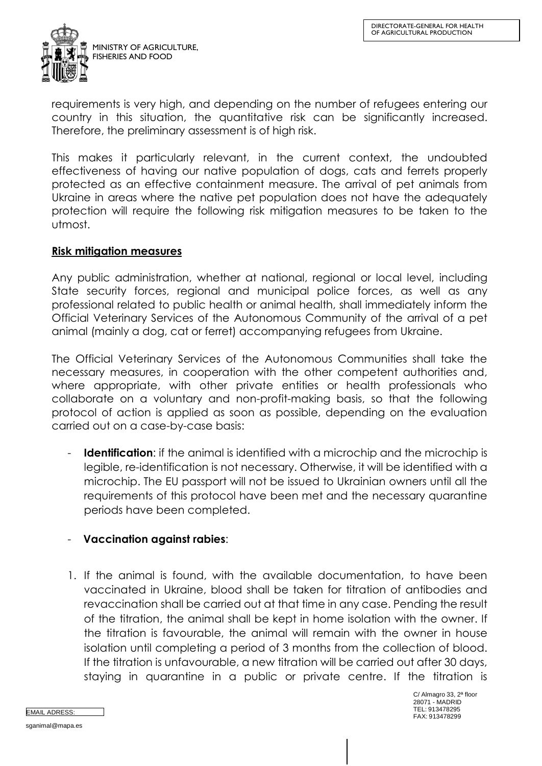requirements is very high, and depending on the number of refugees entering our country in this situation, the quantitative risk can be significantly increased. Therefore, the preliminary assessment is of high risk.

This makes it particularly relevant, in the current context, the undoubted effectiveness of having our native population of dogs, cats and ferrets properly protected as an effective containment measure. The arrival of pet animals from Ukraine in areas where the native pet population does not have the adequately protection will require the following risk mitigation measures to be taken to the utmost.

## Risk mitigation measures

Any public administration, whether at national, regional or local level, including State security forces, regional and municipal police forces, as well as any professional related to public health or animal health, shall immediately inform the Official Veterinary Services of the Autonomous Community of the arrival of a pet animal (mainly a dog, cat or ferret) accompanying refugees from Ukraine.

The Official Veterinary Services of the Autonomous Communities shall take the necessary measures, in cooperation with the other competent authorities and, where appropriate, with other private entities or health professionals who collaborate on a voluntary and non-profit-making basis, so that the following protocol of action is applied as soon as possible, depending on the evaluation carried out on a case-by-case basis:

- **Identification**: if the animal is identified with a microchip and the microchip is legible, re-identification is not necessary. Otherwise, it will be identified with a microchip. The EU passport will not be issued to Ukrainian owners until all the requirements of this protocol have been met and the necessary quarantine periods have been completed.

- **Vaccination against rabies**:

1. If the animal is found, with the available documentation, to have been vaccinated in Ukraine, blood shall be taken for titration of antibodies and revaccination shall be carried out at that time in any case. Pending the result of the titration, the animal shall be kept in home isolation with the owner. If the titration is favourable, the animal will remain with the owner in house isolation until completing a period of 3 months from the collection of blood. If the titration is unfavourable, a new titration will be carried out after 30 days, staying in quarantine in a public or private centre. If the titration is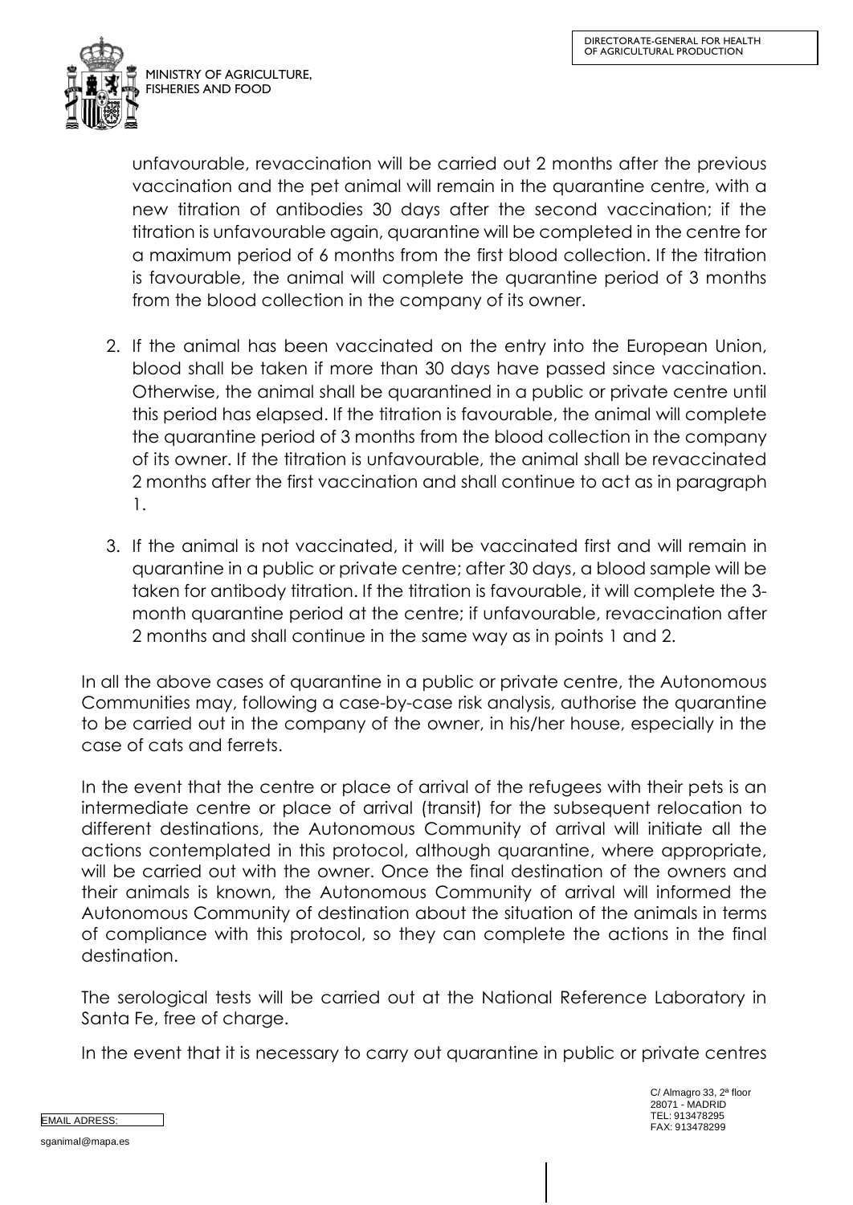unfavourable, revaccination will be carried out 2 months after the previous vaccination and the pet animal will remain in the quarantine centre, with a new titration of antibodies 30 days after the second vaccination; if the titration is unfavourable again, quarantine will be completed in the centre for a maximum period of 6 months from the first blood collection. If the titration is favourable, the animal will complete the quarantine period of 3 months from the blood collection in the company of its owner.

2. If the animal has been vaccinated on the entry into the European Union, blood shall be taken if more than 30 days have passed since vaccination. Otherwise, the animal shall be quarantined in a public or private centre until this period has elapsed. If the titration is favourable, the animal will complete the quarantine period of 3 months from the blood collection in the company of its owner. If the titration is unfavourable, the animal shall be revaccinated 2 months after the first vaccination and shall continue to act as in paragraph 1.

3. If the animal is not vaccinated, it will be vaccinated first and will remain in quarantine in a public or private centre; after 30 days, a blood sample will be taken for antibody titration. If the titration is favourable, it will complete the 3-month quarantine period at the centre; if unfavourable, revaccination after 2 months and shall continue in the same way as in points 1 and 2.

In all the above cases of quarantine in a public or private centre, the Autonomous Communities may, following a case-by-case risk analysis, authorise the quarantine to be carried out in the company of the owner, in his/her house, especially in the case of cats and ferrets.

In the event that the centre or place of arrival of the refugees with their pets is an intermediate centre or place of arrival (transit) for the subsequent relocation to different destinations, the Autonomous Community of arrival will initiate all the actions contemplated in this protocol, although quarantine, where appropriate, will be carried out with the owner. Once the final destination of the owners and their animals is known, the Autonomous Community of arrival will informed the Autonomous Community of destination about the situation of the animals in terms of compliance with this protocol, so they can complete the actions in the final destination.

The serological tests will be carried out at the National Reference Laboratory in Santa Fe, free of charge.

In the event that it is necessary to carry out quarantine in public or private centres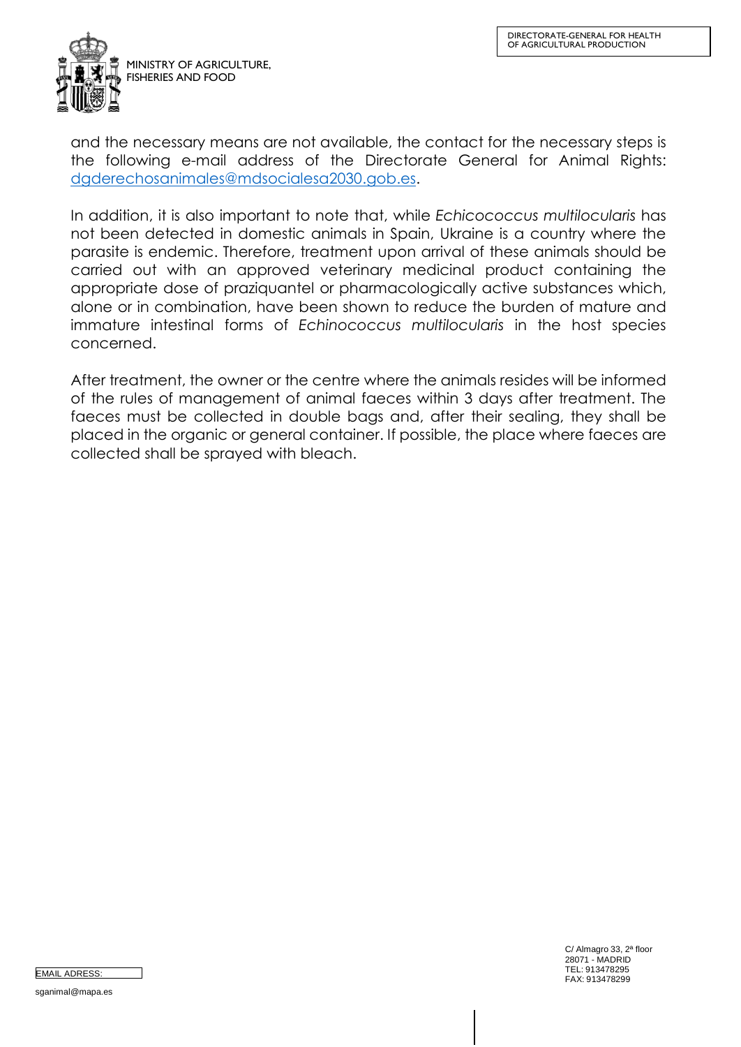and the necessary means are not available, the contact for the necessary steps is the following e-mail address of the Directorate General for Animal Rights: [dgderechosanimales@mdsocialesa2030.gob.es](mailto:dgderechosanimales@mdsocialesa2030.gob.es).

In addition, it is also important to note that, while *Echicococcus multilocularis* has not been detected in domestic animals in Spain, Ukraine is a country where the parasite is endemic. Therefore, treatment upon arrival of these animals should be carried out with an approved veterinary medicinal product containing the appropriate dose of praziquantel or pharmacologically active substances which, alone or in combination, have been shown to reduce the burden of mature and immature intestinal forms of *Echinococcus multilocularis* in the host species concerned.

After treatment, the owner or the centre where the animals resides will be informed of the rules of management of animal faeces within 3 days after treatment. The faeces must be collected in double bags and, after their sealing, they shall be placed in the organic or general container. If possible, the place where faeces are collected shall be sprayed with bleach.